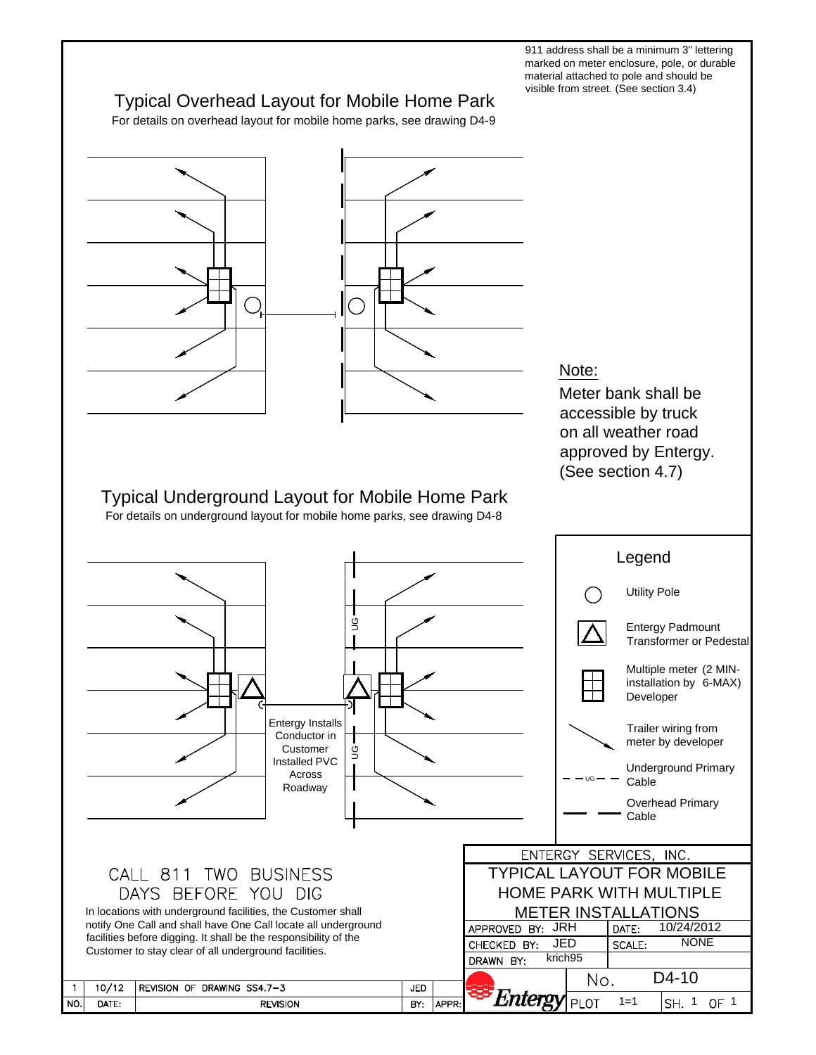911 address shall be a minimum 3" lettering marked on meter enclosure, pole, or durable material attached to pole and should be visible from street. (See section 3.4)

## Typical Overhead Layout for Mobile Home Park

For details on overhead layout for mobile home parks, see drawing D4-9

**Note:**

Meter bank shall be accessible by truck on all weather road approved by Entergy. (See section 4.7)

## Typical Underground Layout for Mobile Home Park

For details on underground layout for mobile home parks, see drawing D4-8

UG

Entergy Installs Conductor in Customer Installed PVC Across Roadway

UG

### Legend

| Symbol | Description |
|---|---|
| ◯ | Utility Pole |
| △ | Entergy Padmount Transformer or Pedestal |
| ⊞ | Multiple meter (2 MIN-6-MAX) installation by Developer |
| → | Trailer wiring from meter by developer |
| — — UG — — | Underground Primary Cable |
| — — | Overhead Primary Cable |

## CALL 811 TWO BUSINESS DAYS BEFORE YOU DIG

In locations with underground facilities, the Customer shall notify One Call and shall have One Call locate all underground facilities before digging. It shall be the responsibility of the Customer to stay clear of all underground facilities.

| NO. | DATE: | REVISION | BY: | APPR: |
|---|---|---|---|---|
| 1 | 10/12 | REVISION OF DRAWING SS4.7-3 | JED | |

ENTERGY SERVICES, INC.

TYPICAL LAYOUT FOR MOBILE HOME PARK WITH MULTIPLE METER INSTALLATIONS

| | | | |
|---|---|---|---|
| APPROVED BY: | JRH | DATE: | 10/24/2012 |
| CHECKED BY: | JED | SCALE: | NONE |
| DRAWN BY: | krich95 | | |
| Entergy | | No. | D4-10 |
| | PLOT | 1=1 | SH. 1 OF 1 |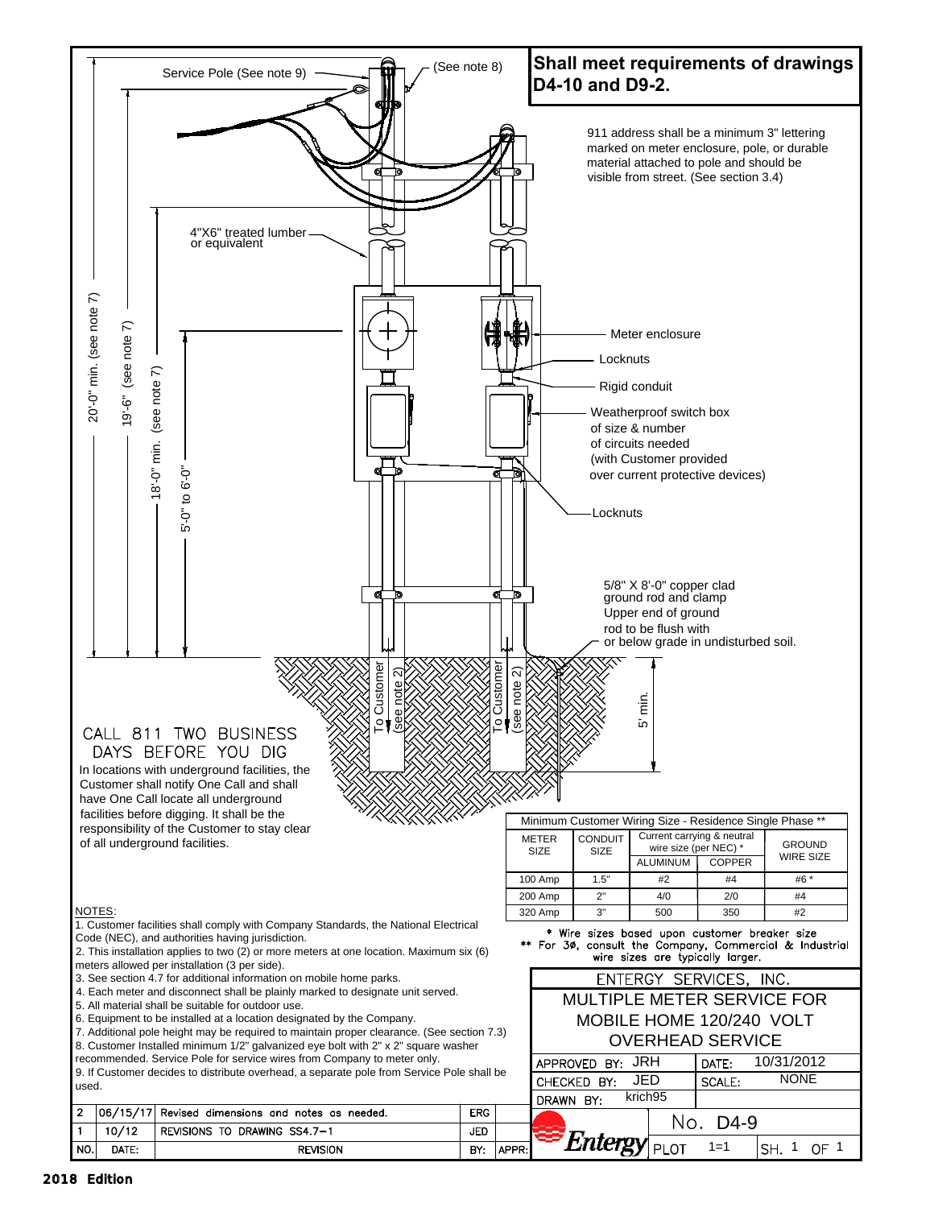**Shall meet requirements of drawings D4-10 and D9-2.**

Service Pole (See note 9)

(See note 8)

911 address shall be a minimum 3" lettering marked on meter enclosure, pole, or durable material attached to pole and should be visible from street. (See section 3.4)

4"X6" treated lumber or equivalent

20'-0" min. (see note 7)

19'-6" (see note 7)

18'-0" min. (see note 7)

5'-0" to 6'-0"

Meter enclosure

Locknuts

Rigid conduit

Weatherproof switch box of size & number of circuits needed (with Customer provided over current protective devices)

Locknuts

5/8" X 8'-0" copper clad ground rod and clamp
Upper end of ground rod to be flush with or below grade in undisturbed soil.

To Customer (see note 2)

To Customer (see note 2)

5' min.

CALL 811 TWO BUSINESS DAYS BEFORE YOU DIG

In locations with underground facilities, the Customer shall notify One Call and shall have One Call locate all underground facilities before digging. It shall be the responsibility of the Customer to stay clear of all underground facilities.

| Minimum Customer Wiring Size - Residence Single Phase ** | | | | |
|---|---|---|---|---|
| METER SIZE | CONDUIT SIZE | Current carrying & neutral wire size (per NEC) * | | GROUND WIRE SIZE |
| | | ALUMINUM | COPPER | |
| 100 Amp | 1.5" | #2 | #4 | #6 * |
| 200 Amp | 2" | 4/0 | 2/0 | #4 |
| 320 Amp | 3" | 500 | 350 | #2 |

\* Wire sizes based upon customer breaker size
** For 3Ø, consult the Company, Commercial & Industrial wire sizes are typically larger.

NOTES:
1. Customer facilities shall comply with Company Standards, the National Electrical Code (NEC), and authorities having jurisdiction.
2. This installation applies to two (2) or more meters at one location. Maximum six (6) meters allowed per installation (3 per side).
3. See section 4.7 for additional information on mobile home parks.
4. Each meter and disconnect shall be plainly marked to designate unit served.
5. All material shall be suitable for outdoor use.
6. Equipment to be installed at a location designated by the Company.
7. Additional pole height may be required to maintain proper clearance. (See section 7.3)
8. Customer Installed minimum 1/2" galvanized eye bolt with 2" x 2" square washer recommended. Service Pole for service wires from Company to meter only.
9. If Customer decides to distribute overhead, a separate pole from Service Pole shall be used.

| NO. | DATE: | REVISION | BY: | APPR: |
|---|---|---|---|---|
| 2 | 06/15/17 | Revised dimensions and notes as needed. | ERG | |
| 1 | 10/12 | REVISIONS TO DRAWING SS4.7-1 | JED | |

ENTERGY SERVICES, INC.

MULTIPLE METER SERVICE FOR MOBILE HOME 120/240 VOLT OVERHEAD SERVICE

| APPROVED BY: JRH | DATE: 10/31/2012 |
|---|---|
| CHECKED BY: JED | SCALE: NONE |
| DRAWN BY: krich95 | |

Entergy — No. D4-9 — PLOT 1=1 — SH. 1 OF 1

2018 Edition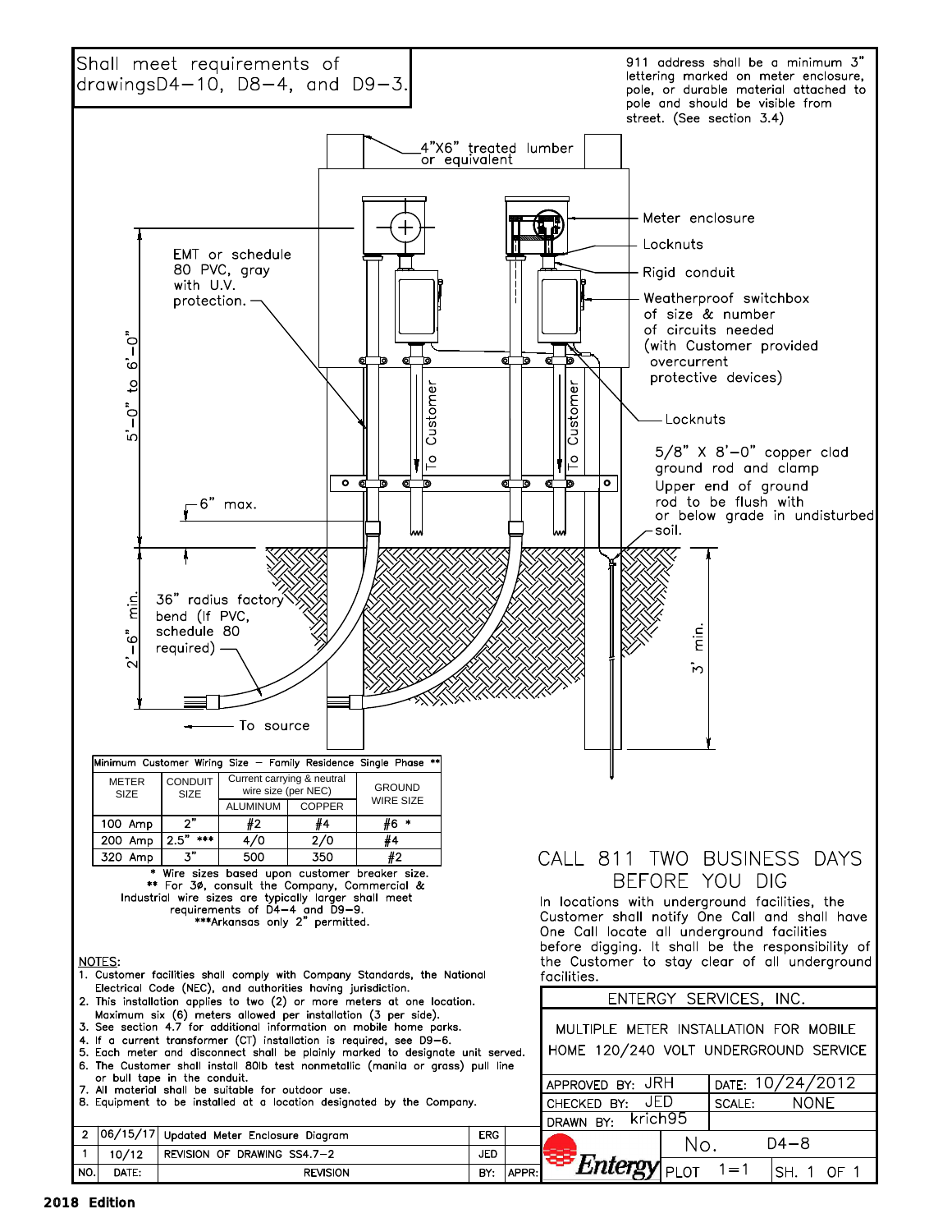Shall meet requirements of drawingsD4-10, D8-4, and D9-3.

911 address shall be a minimum 3" lettering marked on meter enclosure, pole, or durable material attached to pole and should be visible from street. (See section 3.4)

4"X6" treated lumber or equivalent

Meter enclosure

Locknuts

Rigid conduit

Weatherproof switchbox of size & number of circuits needed (with Customer provided overcurrent protective devices)

Locknuts

5/8" X 8'-0" copper clad ground rod and clamp Upper end of ground rod to be flush with or below grade in undisturbed soil.

EMT or schedule 80 PVC, gray with U.V. protection.

5'-0" to 6'-0"

6" max.

To Customer

To Customer

36" radius factory bend (If PVC, schedule 80 required)

2'-6" min.

3' min.

To source

| Minimum Customer Wiring Size – Family Residence Single Phase ** | | | | |
|---|---|---|---|---|
| METER SIZE | CONDUIT SIZE | Current carrying & neutral wire size (per NEC) | | GROUND WIRE SIZE |
| | | ALUMINUM | COPPER | |
| 100 Amp | 2" | #2 | #4 | #6 * |
| 200 Amp | 2.5" *** | 4/0 | 2/0 | #4 |
| 320 Amp | 3" | 500 | 350 | #2 |

\* Wire sizes based upon customer breaker size.
\** For 3Ø, consult the Company, Commercial & Industrial wire sizes are typically larger shall meet requirements of D4-4 and D9-9.
\***Arkansas only 2" permitted.

CALL 811 TWO BUSINESS DAYS BEFORE YOU DIG

In locations with underground facilities, the Customer shall notify One Call and shall have One Call locate all underground facilities before digging. It shall be the responsibility of the Customer to stay clear of all underground facilities.

NOTES:

1. Customer facilities shall comply with Company Standards, the National Electrical Code (NEC), and authorities having jurisdiction.
2. This installation applies to two (2) or more meters at one location. Maximum six (6) meters allowed per installation (3 per side).
3. See section 4.7 for additional information on mobile home parks.
4. If a current transformer (CT) installation is required, see D9-6.
5. Each meter and disconnect shall be plainly marked to designate unit served.
6. The Customer shall install 80lb test nonmetallic (manila or grass) pull line or bull tape in the conduit.
7. All material shall be suitable for outdoor use.
8. Equipment to be installed at a location designated by the Company.

| NO. | DATE: | REVISION | BY: | APPR: |
|---|---|---|---|---|
| 2 | 06/15/17 | Updated Meter Enclosure Diagram | ERG | |
| 1 | 10/12 | REVISION OF DRAWING SS4.7-2 | JED | |

ENTERGY SERVICES, INC.

MULTIPLE METER INSTALLATION FOR MOBILE HOME 120/240 VOLT UNDERGROUND SERVICE

| | |
|---|---|
| APPROVED BY: JRH | DATE: 10/24/2012 |
| CHECKED BY: JED | SCALE: NONE |
| DRAWN BY: krich95 | |
| Entergy | No. D4-8 |
| PLOT 1=1 | SH. 1 OF 1 |

2018 Edition